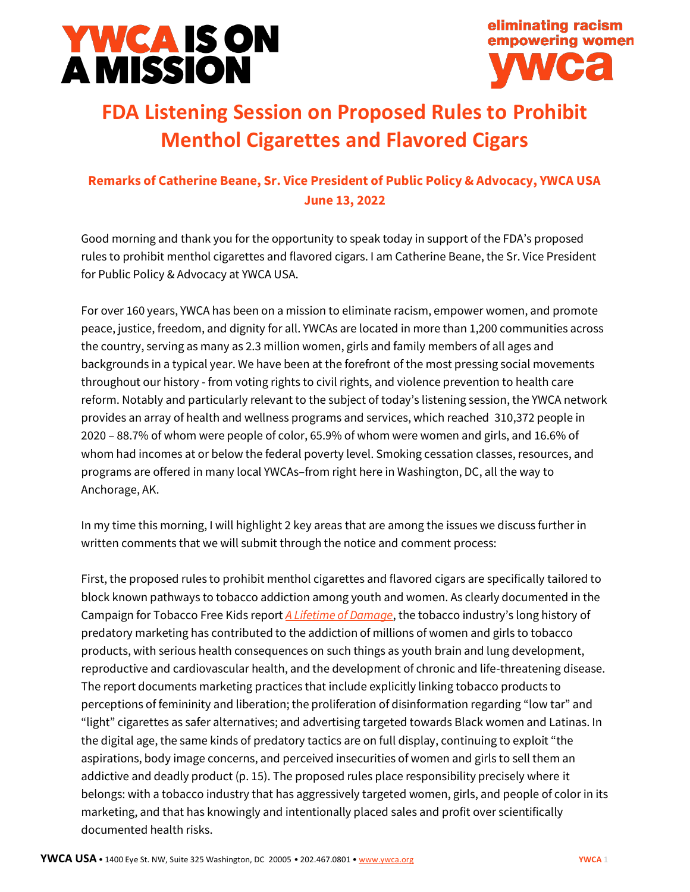YWCA IS ON A MISSION

eliminating racism empowering women ywca

# FDA Listening Session on Proposed Rules to Prohibit Menthol Cigarettes and Flavored Cigars

### Remarks of Catherine Beane, Sr. Vice President of Public Policy & Advocacy, YWCA USA
### June 13, 2022

Good morning and thank you for the opportunity to speak today in support of the FDA's proposed rules to prohibit menthol cigarettes and flavored cigars. I am Catherine Beane, the Sr. Vice President for Public Policy & Advocacy at YWCA USA.

For over 160 years, YWCA has been on a mission to eliminate racism, empower women, and promote peace, justice, freedom, and dignity for all. YWCAs are located in more than 1,200 communities across the country, serving as many as 2.3 million women, girls and family members of all ages and backgrounds in a typical year. We have been at the forefront of the most pressing social movements throughout our history - from voting rights to civil rights, and violence prevention to health care reform. Notably and particularly relevant to the subject of today's listening session, the YWCA network provides an array of health and wellness programs and services, which reached 310,372 people in 2020 – 88.7% of whom were people of color, 65.9% of whom were women and girls, and 16.6% of whom had incomes at or below the federal poverty level. Smoking cessation classes, resources, and programs are offered in many local YWCAs–from right here in Washington, DC, all the way to Anchorage, AK.

In my time this morning, I will highlight 2 key areas that are among the issues we discuss further in written comments that we will submit through the notice and comment process:

First, the proposed rules to prohibit menthol cigarettes and flavored cigars are specifically tailored to block known pathways to tobacco addiction among youth and women. As clearly documented in the Campaign for Tobacco Free Kids report *A Lifetime of Damage*, the tobacco industry's long history of predatory marketing has contributed to the addiction of millions of women and girls to tobacco products, with serious health consequences on such things as youth brain and lung development, reproductive and cardiovascular health, and the development of chronic and life-threatening disease. The report documents marketing practices that include explicitly linking tobacco products to perceptions of femininity and liberation; the proliferation of disinformation regarding "low tar" and "light" cigarettes as safer alternatives; and advertising targeted towards Black women and Latinas. In the digital age, the same kinds of predatory tactics are on full display, continuing to exploit "the aspirations, body image concerns, and perceived insecurities of women and girls to sell them an addictive and deadly product (p. 15). The proposed rules place responsibility precisely where it belongs: with a tobacco industry that has aggressively targeted women, girls, and people of color in its marketing, and that has knowingly and intentionally placed sales and profit over scientifically documented health risks.

**YWCA USA** • 1400 Eye St. NW, Suite 325 Washington, DC 20005 • 202.467.0801 • www.ywca.org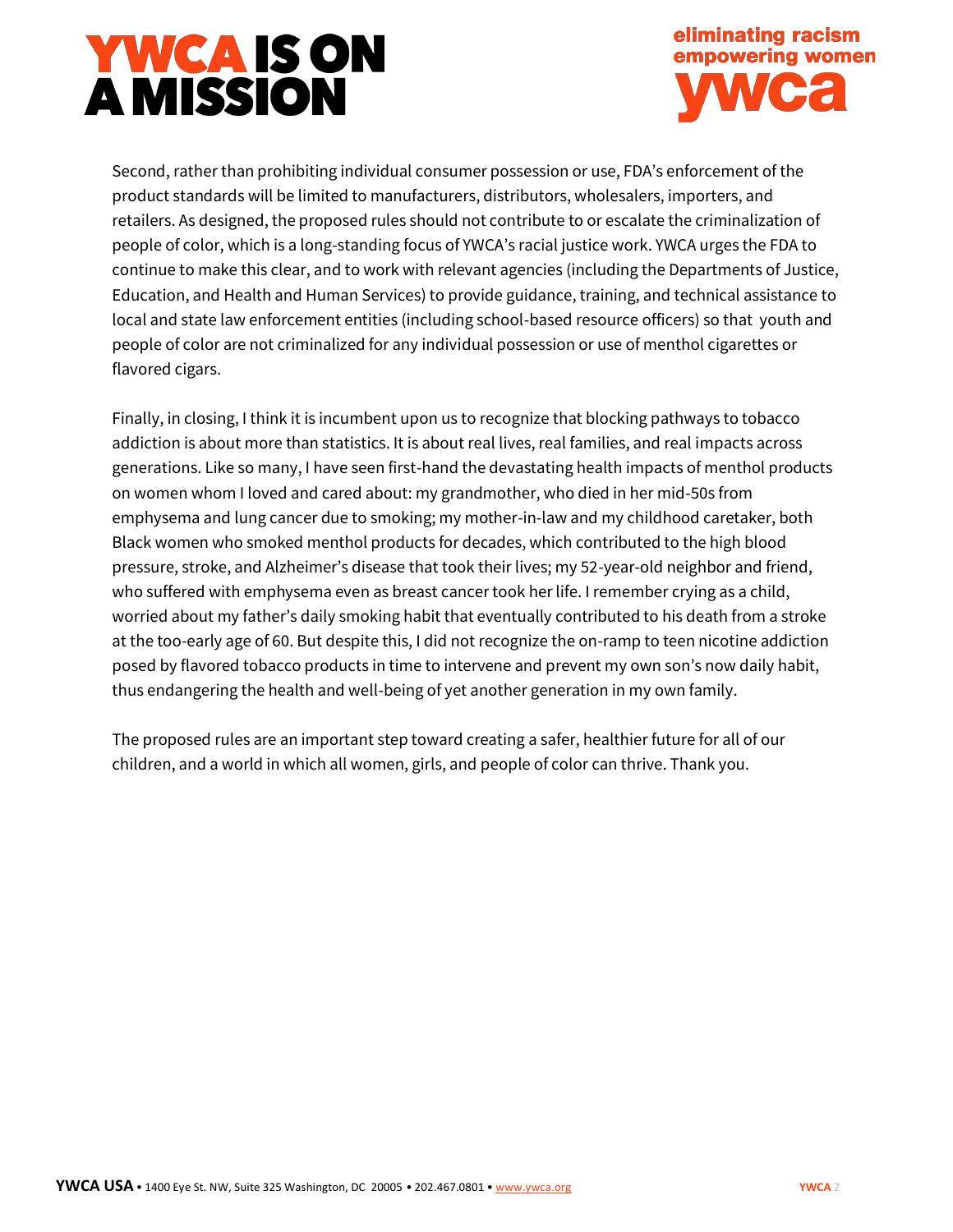Second, rather than prohibiting individual consumer possession or use, FDA's enforcement of the product standards will be limited to manufacturers, distributors, wholesalers, importers, and retailers. As designed, the proposed rules should not contribute to or escalate the criminalization of people of color, which is a long-standing focus of YWCA's racial justice work. YWCA urges the FDA to continue to make this clear, and to work with relevant agencies (including the Departments of Justice, Education, and Health and Human Services) to provide guidance, training, and technical assistance to local and state law enforcement entities (including school-based resource officers) so that youth and people of color are not criminalized for any individual possession or use of menthol cigarettes or flavored cigars.

Finally, in closing, I think it is incumbent upon us to recognize that blocking pathways to tobacco addiction is about more than statistics. It is about real lives, real families, and real impacts across generations. Like so many, I have seen first-hand the devastating health impacts of menthol products on women whom I loved and cared about: my grandmother, who died in her mid-50s from emphysema and lung cancer due to smoking; my mother-in-law and my childhood caretaker, both Black women who smoked menthol products for decades, which contributed to the high blood pressure, stroke, and Alzheimer's disease that took their lives; my 52-year-old neighbor and friend, who suffered with emphysema even as breast cancer took her life. I remember crying as a child, worried about my father's daily smoking habit that eventually contributed to his death from a stroke at the too-early age of 60. But despite this, I did not recognize the on-ramp to teen nicotine addiction posed by flavored tobacco products in time to intervene and prevent my own son's now daily habit, thus endangering the health and well-being of yet another generation in my own family.

The proposed rules are an important step toward creating a safer, healthier future for all of our children, and a world in which all women, girls, and people of color can thrive. Thank you.